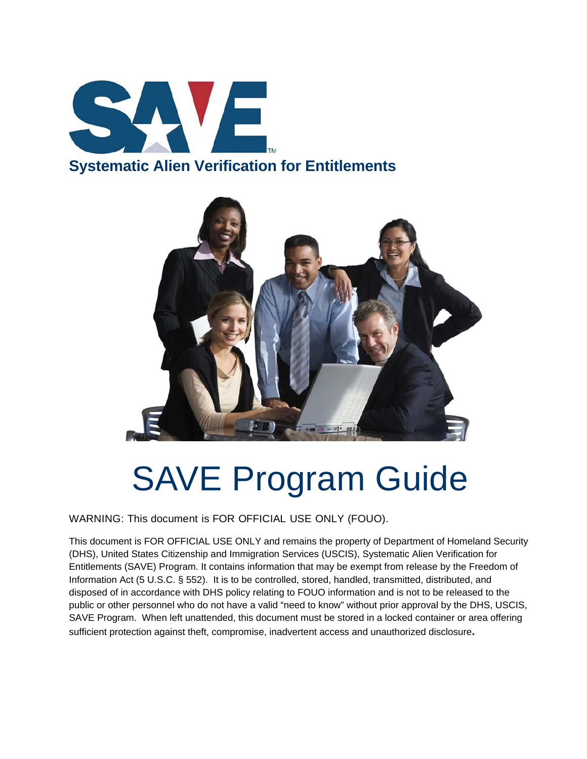# SAVE

## Systematic Alien Verification for Entitlements

# SAVE Program Guide

WARNING: This document is FOR OFFICIAL USE ONLY (FOUO).

This document is FOR OFFICIAL USE ONLY and remains the property of Department of Homeland Security (DHS), United States Citizenship and Immigration Services (USCIS), Systematic Alien Verification for Entitlements (SAVE) Program. It contains information that may be exempt from release by the Freedom of Information Act (5 U.S.C. § 552). It is to be controlled, stored, handled, transmitted, distributed, and disposed of in accordance with DHS policy relating to FOUO information and is not to be released to the public or other personnel who do not have a valid "need to know" without prior approval by the DHS, USCIS, SAVE Program. When left unattended, this document must be stored in a locked container or area offering sufficient protection against theft, compromise, inadvertent access and unauthorized disclosure.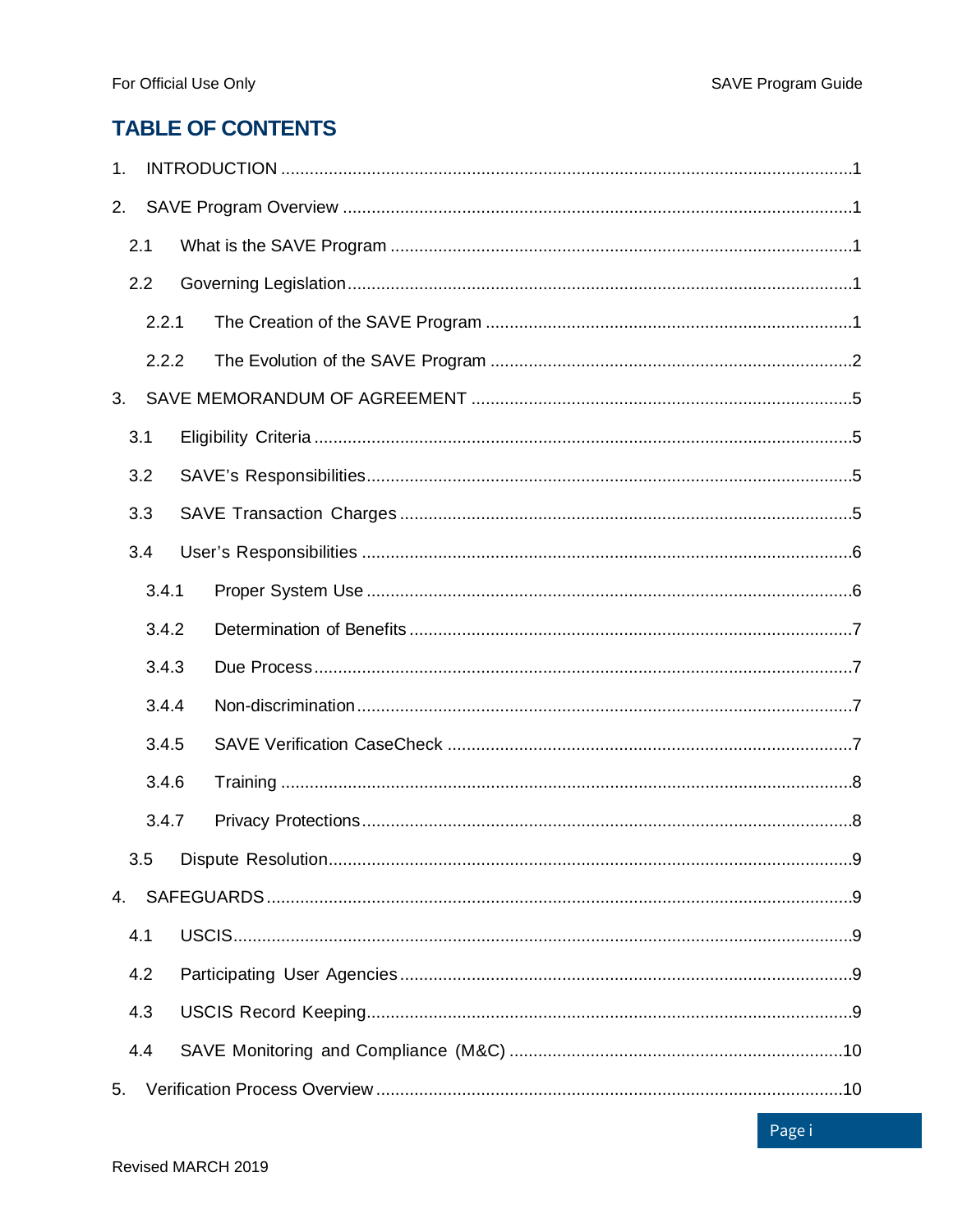# TABLE OF CONTENTS

1. INTRODUCTION .......................................................................................................................1
2. SAVE Program Overview ..........................................................................................................1
   - 2.1 What is the SAVE Program ................................................................................................1
   - 2.2 Governing Legislation.........................................................................................................1
     - 2.2.1 The Creation of the SAVE Program ............................................................................1
     - 2.2.2 The Evolution of the SAVE Program ...........................................................................2
3. SAVE MEMORANDUM OF AGREEMENT ................................................................................5
   - 3.1 Eligibility Criteria ...............................................................................................................5
   - 3.2 SAVE's Responsibilities.....................................................................................................5
   - 3.3 SAVE Transaction Charges ..............................................................................................5
   - 3.4 User's Responsibilities .....................................................................................................6
     - 3.4.1 Proper System Use .....................................................................................................6
     - 3.4.2 Determination of Benefits ............................................................................................7
     - 3.4.3 Due Process...............................................................................................................7
     - 3.4.4 Non-discrimination.......................................................................................................7
     - 3.4.5 SAVE Verification CaseCheck ....................................................................................7
     - 3.4.6 Training .......................................................................................................................8
     - 3.4.7 Privacy Protections......................................................................................................8
   - 3.5 Dispute Resolution.............................................................................................................9
4. SAFEGUARDS .........................................................................................................................9
   - 4.1 USCIS.................................................................................................................................9
   - 4.2 Participating User Agencies ..............................................................................................9
   - 4.3 USCIS Record Keeping.....................................................................................................9
   - 4.4 SAVE Monitoring and Compliance (M&C) .....................................................................10
5. Verification Process Overview .................................................................................................10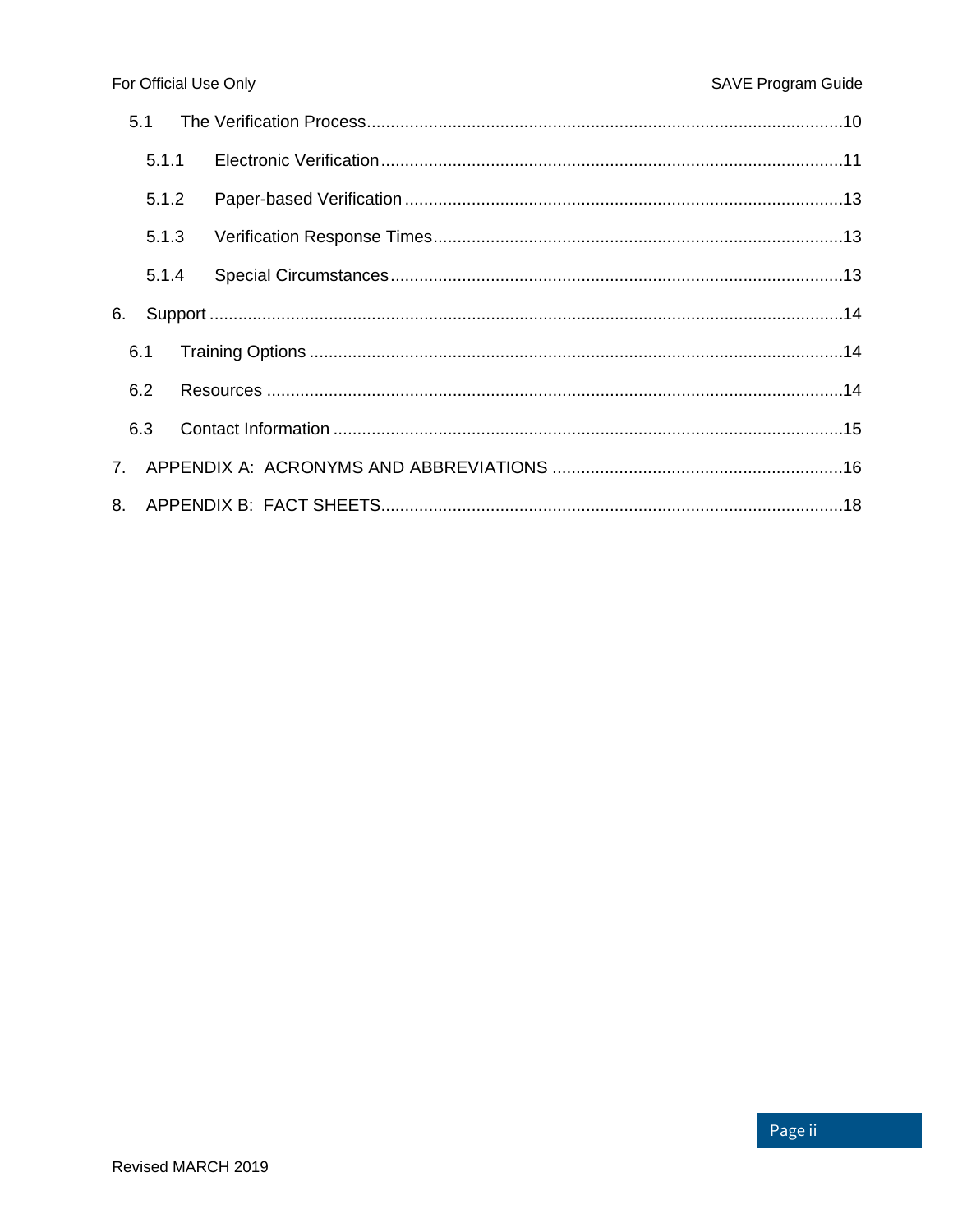- 5.1 The Verification Process....................10
  - 5.1.1 Electronic Verification....................11
  - 5.1.2 Paper-based Verification....................13
  - 5.1.3 Verification Response Times....................13
  - 5.1.4 Special Circumstances....................13
- 6. Support....................14
  - 6.1 Training Options....................14
  - 6.2 Resources....................14
  - 6.3 Contact Information....................15
- 7. APPENDIX A: ACRONYMS AND ABBREVIATIONS....................16
- 8. APPENDIX B: FACT SHEETS....................18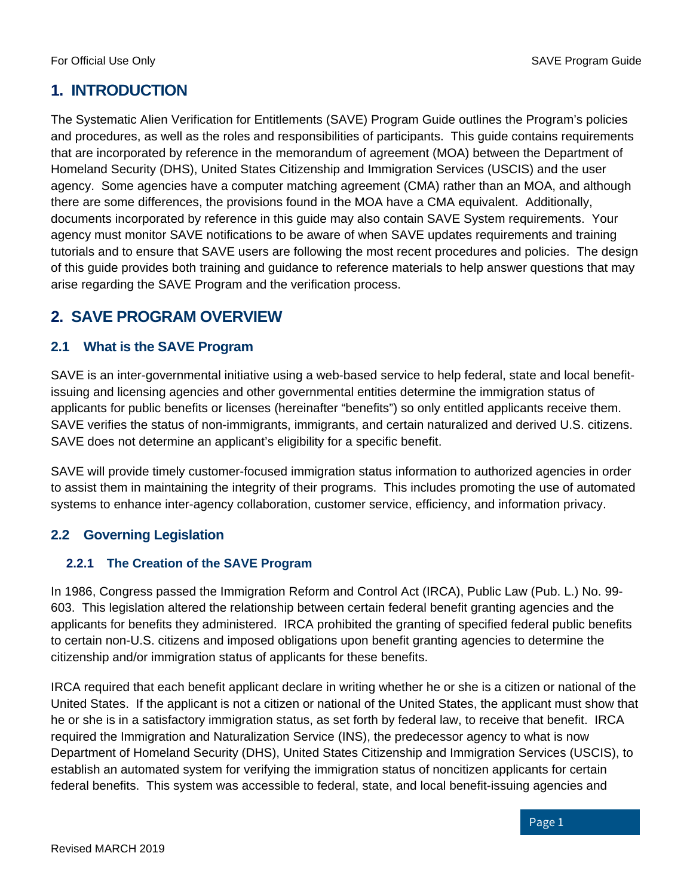# 1. INTRODUCTION

The Systematic Alien Verification for Entitlements (SAVE) Program Guide outlines the Program's policies and procedures, as well as the roles and responsibilities of participants. This guide contains requirements that are incorporated by reference in the memorandum of agreement (MOA) between the Department of Homeland Security (DHS), United States Citizenship and Immigration Services (USCIS) and the user agency. Some agencies have a computer matching agreement (CMA) rather than an MOA, and although there are some differences, the provisions found in the MOA have a CMA equivalent. Additionally, documents incorporated by reference in this guide may also contain SAVE System requirements. Your agency must monitor SAVE notifications to be aware of when SAVE updates requirements and training tutorials and to ensure that SAVE users are following the most recent procedures and policies. The design of this guide provides both training and guidance to reference materials to help answer questions that may arise regarding the SAVE Program and the verification process.

# 2. SAVE PROGRAM OVERVIEW

## 2.1 What is the SAVE Program

SAVE is an inter-governmental initiative using a web-based service to help federal, state and local benefit-issuing and licensing agencies and other governmental entities determine the immigration status of applicants for public benefits or licenses (hereinafter "benefits") so only entitled applicants receive them. SAVE verifies the status of non-immigrants, immigrants, and certain naturalized and derived U.S. citizens. SAVE does not determine an applicant's eligibility for a specific benefit.

SAVE will provide timely customer-focused immigration status information to authorized agencies in order to assist them in maintaining the integrity of their programs. This includes promoting the use of automated systems to enhance inter-agency collaboration, customer service, efficiency, and information privacy.

## 2.2 Governing Legislation

### 2.2.1 The Creation of the SAVE Program

In 1986, Congress passed the Immigration Reform and Control Act (IRCA), Public Law (Pub. L.) No. 99-603. This legislation altered the relationship between certain federal benefit granting agencies and the applicants for benefits they administered. IRCA prohibited the granting of specified federal public benefits to certain non-U.S. citizens and imposed obligations upon benefit granting agencies to determine the citizenship and/or immigration status of applicants for these benefits.

IRCA required that each benefit applicant declare in writing whether he or she is a citizen or national of the United States. If the applicant is not a citizen or national of the United States, the applicant must show that he or she is in a satisfactory immigration status, as set forth by federal law, to receive that benefit. IRCA required the Immigration and Naturalization Service (INS), the predecessor agency to what is now Department of Homeland Security (DHS), United States Citizenship and Immigration Services (USCIS), to establish an automated system for verifying the immigration status of noncitizen applicants for certain federal benefits. This system was accessible to federal, state, and local benefit-issuing agencies and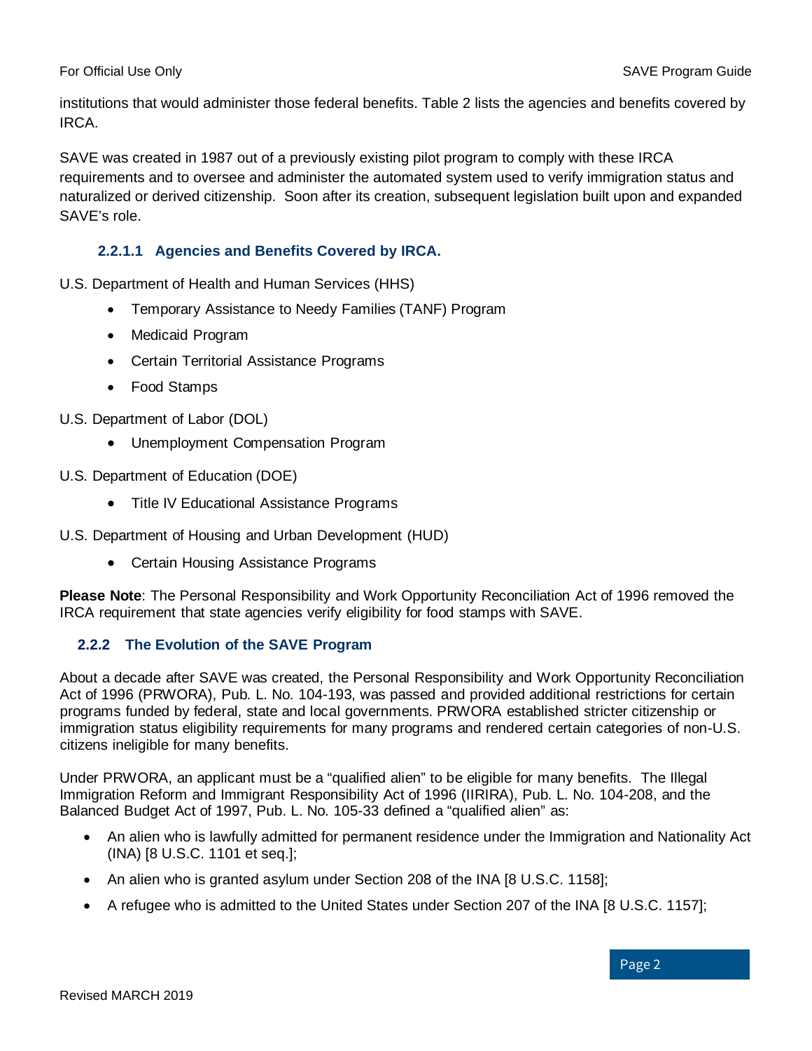institutions that would administer those federal benefits. Table 2 lists the agencies and benefits covered by IRCA.

SAVE was created in 1987 out of a previously existing pilot program to comply with these IRCA requirements and to oversee and administer the automated system used to verify immigration status and naturalized or derived citizenship. Soon after its creation, subsequent legislation built upon and expanded SAVE's role.

#### 2.2.1.1 Agencies and Benefits Covered by IRCA.

U.S. Department of Health and Human Services (HHS)

- Temporary Assistance to Needy Families (TANF) Program
- Medicaid Program
- Certain Territorial Assistance Programs
- Food Stamps

U.S. Department of Labor (DOL)

- Unemployment Compensation Program

U.S. Department of Education (DOE)

- Title IV Educational Assistance Programs

U.S. Department of Housing and Urban Development (HUD)

- Certain Housing Assistance Programs

**Please Note**: The Personal Responsibility and Work Opportunity Reconciliation Act of 1996 removed the IRCA requirement that state agencies verify eligibility for food stamps with SAVE.

### 2.2.2 The Evolution of the SAVE Program

About a decade after SAVE was created, the Personal Responsibility and Work Opportunity Reconciliation Act of 1996 (PRWORA), Pub. L. No. 104-193, was passed and provided additional restrictions for certain programs funded by federal, state and local governments. PRWORA established stricter citizenship or immigration status eligibility requirements for many programs and rendered certain categories of non-U.S. citizens ineligible for many benefits.

Under PRWORA, an applicant must be a "qualified alien" to be eligible for many benefits. The Illegal Immigration Reform and Immigrant Responsibility Act of 1996 (IIRIRA), Pub. L. No. 104-208, and the Balanced Budget Act of 1997, Pub. L. No. 105-33 defined a "qualified alien" as:

- An alien who is lawfully admitted for permanent residence under the Immigration and Nationality Act (INA) [8 U.S.C. 1101 et seq.];
- An alien who is granted asylum under Section 208 of the INA [8 U.S.C. 1158];
- A refugee who is admitted to the United States under Section 207 of the INA [8 U.S.C. 1157];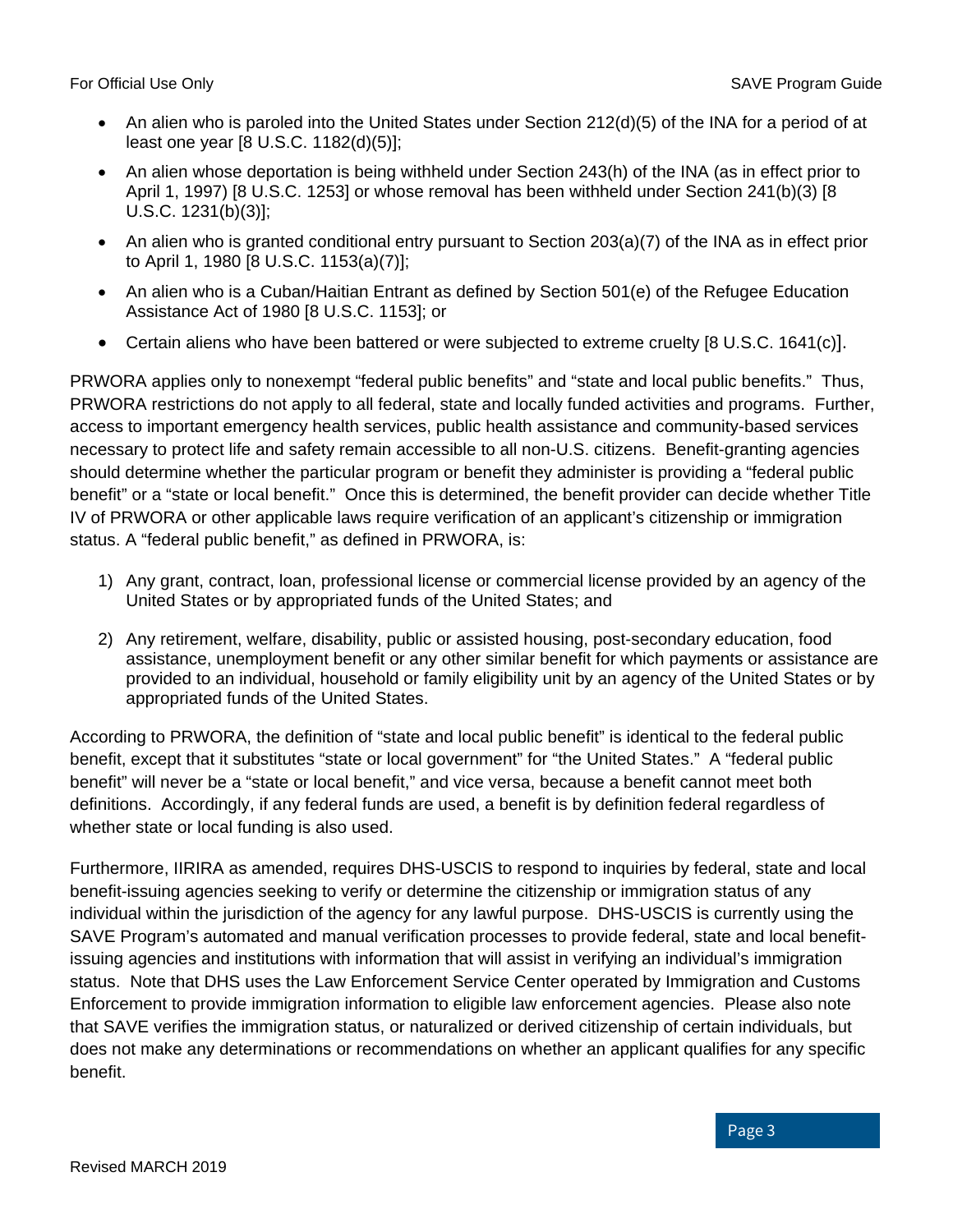- An alien who is paroled into the United States under Section 212(d)(5) of the INA for a period of at least one year [8 U.S.C. 1182(d)(5)];
- An alien whose deportation is being withheld under Section 243(h) of the INA (as in effect prior to April 1, 1997) [8 U.S.C. 1253] or whose removal has been withheld under Section 241(b)(3) [8 U.S.C. 1231(b)(3)];
- An alien who is granted conditional entry pursuant to Section 203(a)(7) of the INA as in effect prior to April 1, 1980 [8 U.S.C. 1153(a)(7)];
- An alien who is a Cuban/Haitian Entrant as defined by Section 501(e) of the Refugee Education Assistance Act of 1980 [8 U.S.C. 1153]; or
- Certain aliens who have been battered or were subjected to extreme cruelty [8 U.S.C. 1641(c)].

PRWORA applies only to nonexempt "federal public benefits" and "state and local public benefits." Thus, PRWORA restrictions do not apply to all federal, state and locally funded activities and programs. Further, access to important emergency health services, public health assistance and community-based services necessary to protect life and safety remain accessible to all non-U.S. citizens. Benefit-granting agencies should determine whether the particular program or benefit they administer is providing a "federal public benefit" or a "state or local benefit." Once this is determined, the benefit provider can decide whether Title IV of PRWORA or other applicable laws require verification of an applicant's citizenship or immigration status. A "federal public benefit," as defined in PRWORA, is:

1) Any grant, contract, loan, professional license or commercial license provided by an agency of the United States or by appropriated funds of the United States; and
2) Any retirement, welfare, disability, public or assisted housing, post-secondary education, food assistance, unemployment benefit or any other similar benefit for which payments or assistance are provided to an individual, household or family eligibility unit by an agency of the United States or by appropriated funds of the United States.

According to PRWORA, the definition of "state and local public benefit" is identical to the federal public benefit, except that it substitutes "state or local government" for "the United States." A "federal public benefit" will never be a "state or local benefit," and vice versa, because a benefit cannot meet both definitions. Accordingly, if any federal funds are used, a benefit is by definition federal regardless of whether state or local funding is also used.

Furthermore, IIRIRA as amended, requires DHS-USCIS to respond to inquiries by federal, state and local benefit-issuing agencies seeking to verify or determine the citizenship or immigration status of any individual within the jurisdiction of the agency for any lawful purpose. DHS-USCIS is currently using the SAVE Program's automated and manual verification processes to provide federal, state and local benefit-issuing agencies and institutions with information that will assist in verifying an individual's immigration status. Note that DHS uses the Law Enforcement Service Center operated by Immigration and Customs Enforcement to provide immigration information to eligible law enforcement agencies. Please also note that SAVE verifies the immigration status, or naturalized or derived citizenship of certain individuals, but does not make any determinations or recommendations on whether an applicant qualifies for any specific benefit.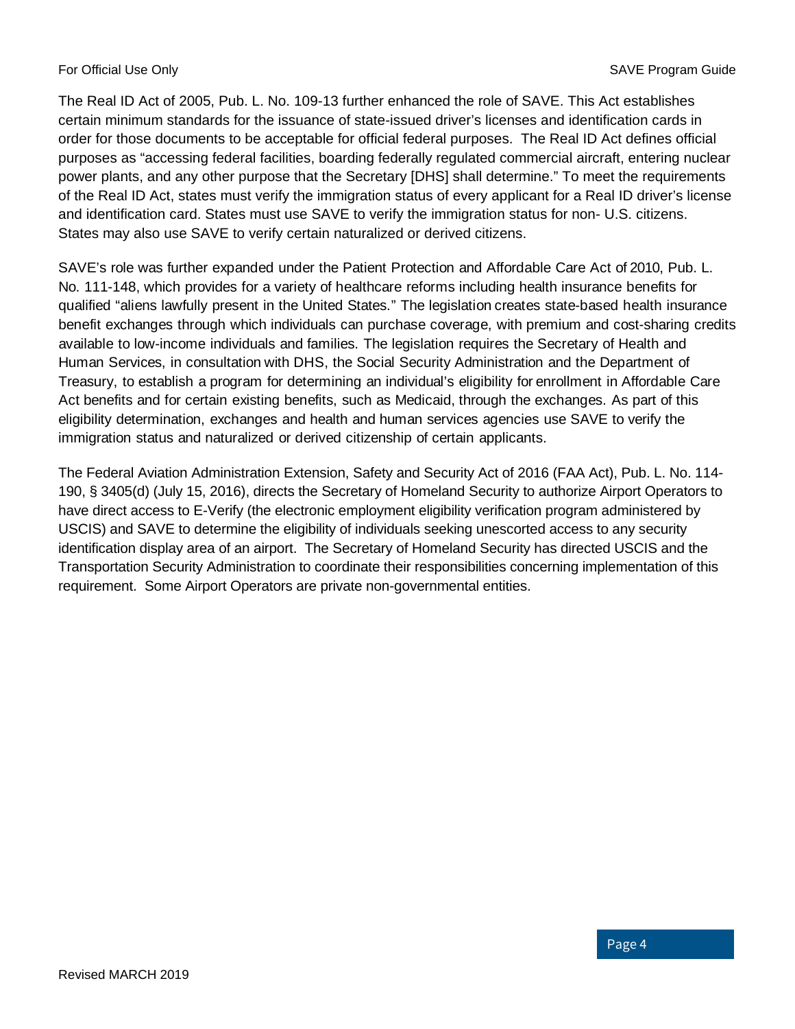The Real ID Act of 2005, Pub. L. No. 109-13 further enhanced the role of SAVE. This Act establishes certain minimum standards for the issuance of state-issued driver's licenses and identification cards in order for those documents to be acceptable for official federal purposes. The Real ID Act defines official purposes as "accessing federal facilities, boarding federally regulated commercial aircraft, entering nuclear power plants, and any other purpose that the Secretary [DHS] shall determine." To meet the requirements of the Real ID Act, states must verify the immigration status of every applicant for a Real ID driver's license and identification card. States must use SAVE to verify the immigration status for non- U.S. citizens. States may also use SAVE to verify certain naturalized or derived citizens.

SAVE's role was further expanded under the Patient Protection and Affordable Care Act of 2010, Pub. L. No. 111-148, which provides for a variety of healthcare reforms including health insurance benefits for qualified "aliens lawfully present in the United States." The legislation creates state-based health insurance benefit exchanges through which individuals can purchase coverage, with premium and cost-sharing credits available to low-income individuals and families. The legislation requires the Secretary of Health and Human Services, in consultation with DHS, the Social Security Administration and the Department of Treasury, to establish a program for determining an individual's eligibility for enrollment in Affordable Care Act benefits and for certain existing benefits, such as Medicaid, through the exchanges. As part of this eligibility determination, exchanges and health and human services agencies use SAVE to verify the immigration status and naturalized or derived citizenship of certain applicants.

The Federal Aviation Administration Extension, Safety and Security Act of 2016 (FAA Act), Pub. L. No. 114-190, § 3405(d) (July 15, 2016), directs the Secretary of Homeland Security to authorize Airport Operators to have direct access to E-Verify (the electronic employment eligibility verification program administered by USCIS) and SAVE to determine the eligibility of individuals seeking unescorted access to any security identification display area of an airport. The Secretary of Homeland Security has directed USCIS and the Transportation Security Administration to coordinate their responsibilities concerning implementation of this requirement. Some Airport Operators are private non-governmental entities.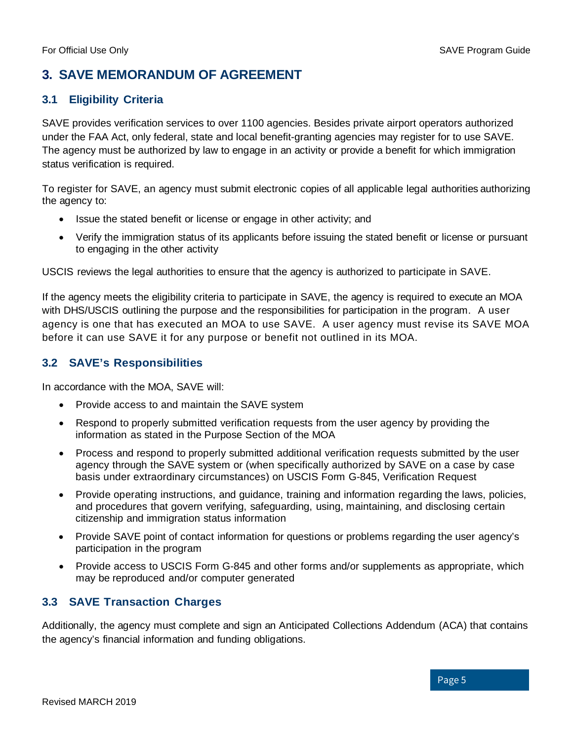## 3. SAVE MEMORANDUM OF AGREEMENT

### 3.1 Eligibility Criteria

SAVE provides verification services to over 1100 agencies. Besides private airport operators authorized under the FAA Act, only federal, state and local benefit-granting agencies may register for to use SAVE. The agency must be authorized by law to engage in an activity or provide a benefit for which immigration status verification is required.

To register for SAVE, an agency must submit electronic copies of all applicable legal authorities authorizing the agency to:

- Issue the stated benefit or license or engage in other activity; and
- Verify the immigration status of its applicants before issuing the stated benefit or license or pursuant to engaging in the other activity

USCIS reviews the legal authorities to ensure that the agency is authorized to participate in SAVE.

If the agency meets the eligibility criteria to participate in SAVE, the agency is required to execute an MOA with DHS/USCIS outlining the purpose and the responsibilities for participation in the program. A user agency is one that has executed an MOA to use SAVE. A user agency must revise its SAVE MOA before it can use SAVE it for any purpose or benefit not outlined in its MOA.

### 3.2 SAVE's Responsibilities

In accordance with the MOA, SAVE will:

- Provide access to and maintain the SAVE system
- Respond to properly submitted verification requests from the user agency by providing the information as stated in the Purpose Section of the MOA
- Process and respond to properly submitted additional verification requests submitted by the user agency through the SAVE system or (when specifically authorized by SAVE on a case by case basis under extraordinary circumstances) on USCIS Form G-845, Verification Request
- Provide operating instructions, and guidance, training and information regarding the laws, policies, and procedures that govern verifying, safeguarding, using, maintaining, and disclosing certain citizenship and immigration status information
- Provide SAVE point of contact information for questions or problems regarding the user agency's participation in the program
- Provide access to USCIS Form G-845 and other forms and/or supplements as appropriate, which may be reproduced and/or computer generated

### 3.3 SAVE Transaction Charges

Additionally, the agency must complete and sign an Anticipated Collections Addendum (ACA) that contains the agency's financial information and funding obligations.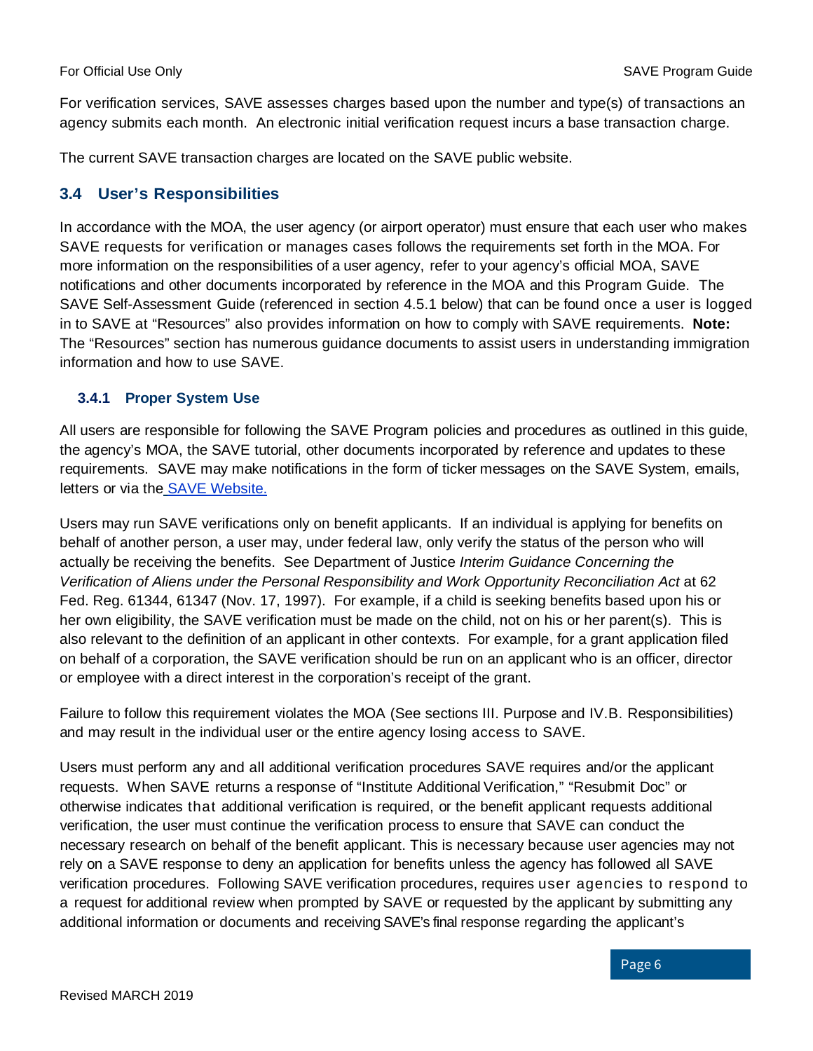For verification services, SAVE assesses charges based upon the number and type(s) of transactions an agency submits each month. An electronic initial verification request incurs a base transaction charge.

The current SAVE transaction charges are located on the SAVE public website.

## 3.4 User's Responsibilities

In accordance with the MOA, the user agency (or airport operator) must ensure that each user who makes SAVE requests for verification or manages cases follows the requirements set forth in the MOA. For more information on the responsibilities of a user agency, refer to your agency's official MOA, SAVE notifications and other documents incorporated by reference in the MOA and this Program Guide. The SAVE Self-Assessment Guide (referenced in section 4.5.1 below) that can be found once a user is logged in to SAVE at "Resources" also provides information on how to comply with SAVE requirements. **Note:** The "Resources" section has numerous guidance documents to assist users in understanding immigration information and how to use SAVE.

### 3.4.1 Proper System Use

All users are responsible for following the SAVE Program policies and procedures as outlined in this guide, the agency's MOA, the SAVE tutorial, other documents incorporated by reference and updates to these requirements. SAVE may make notifications in the form of ticker messages on the SAVE System, emails, letters or via the SAVE Website.

Users may run SAVE verifications only on benefit applicants. If an individual is applying for benefits on behalf of another person, a user may, under federal law, only verify the status of the person who will actually be receiving the benefits. See Department of Justice *Interim Guidance Concerning the Verification of Aliens under the Personal Responsibility and Work Opportunity Reconciliation Act* at 62 Fed. Reg. 61344, 61347 (Nov. 17, 1997). For example, if a child is seeking benefits based upon his or her own eligibility, the SAVE verification must be made on the child, not on his or her parent(s). This is also relevant to the definition of an applicant in other contexts. For example, for a grant application filed on behalf of a corporation, the SAVE verification should be run on an applicant who is an officer, director or employee with a direct interest in the corporation's receipt of the grant.

Failure to follow this requirement violates the MOA (See sections III. Purpose and IV.B. Responsibilities) and may result in the individual user or the entire agency losing access to SAVE.

Users must perform any and all additional verification procedures SAVE requires and/or the applicant requests. When SAVE returns a response of "Institute Additional Verification," "Resubmit Doc" or otherwise indicates that additional verification is required, or the benefit applicant requests additional verification, the user must continue the verification process to ensure that SAVE can conduct the necessary research on behalf of the benefit applicant. This is necessary because user agencies may not rely on a SAVE response to deny an application for benefits unless the agency has followed all SAVE verification procedures. Following SAVE verification procedures, requires user agencies to respond to a request for additional review when prompted by SAVE or requested by the applicant by submitting any additional information or documents and receiving SAVE's final response regarding the applicant's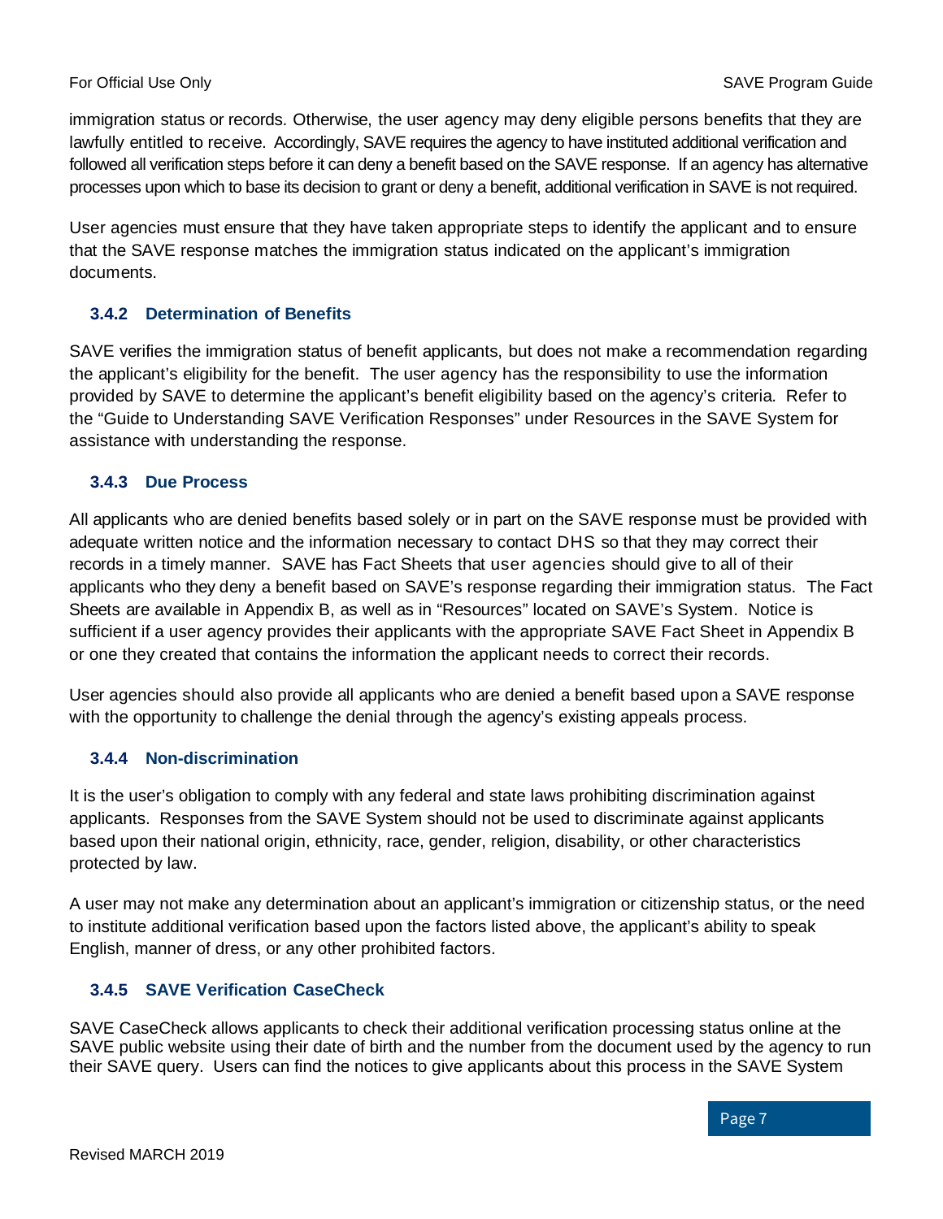immigration status or records. Otherwise, the user agency may deny eligible persons benefits that they are lawfully entitled to receive. Accordingly, SAVE requires the agency to have instituted additional verification and followed all verification steps before it can deny a benefit based on the SAVE response. If an agency has alternative processes upon which to base its decision to grant or deny a benefit, additional verification in SAVE is not required.

User agencies must ensure that they have taken appropriate steps to identify the applicant and to ensure that the SAVE response matches the immigration status indicated on the applicant's immigration documents.

### 3.4.2 Determination of Benefits

SAVE verifies the immigration status of benefit applicants, but does not make a recommendation regarding the applicant's eligibility for the benefit. The user agency has the responsibility to use the information provided by SAVE to determine the applicant's benefit eligibility based on the agency's criteria. Refer to the "Guide to Understanding SAVE Verification Responses" under Resources in the SAVE System for assistance with understanding the response.

### 3.4.3 Due Process

All applicants who are denied benefits based solely or in part on the SAVE response must be provided with adequate written notice and the information necessary to contact DHS so that they may correct their records in a timely manner. SAVE has Fact Sheets that user agencies should give to all of their applicants who they deny a benefit based on SAVE's response regarding their immigration status. The Fact Sheets are available in Appendix B, as well as in "Resources" located on SAVE's System. Notice is sufficient if a user agency provides their applicants with the appropriate SAVE Fact Sheet in Appendix B or one they created that contains the information the applicant needs to correct their records.

User agencies should also provide all applicants who are denied a benefit based upon a SAVE response with the opportunity to challenge the denial through the agency's existing appeals process.

### 3.4.4 Non-discrimination

It is the user's obligation to comply with any federal and state laws prohibiting discrimination against applicants. Responses from the SAVE System should not be used to discriminate against applicants based upon their national origin, ethnicity, race, gender, religion, disability, or other characteristics protected by law.

A user may not make any determination about an applicant's immigration or citizenship status, or the need to institute additional verification based upon the factors listed above, the applicant's ability to speak English, manner of dress, or any other prohibited factors.

### 3.4.5 SAVE Verification CaseCheck

SAVE CaseCheck allows applicants to check their additional verification processing status online at the SAVE public website using their date of birth and the number from the document used by the agency to run their SAVE query. Users can find the notices to give applicants about this process in the SAVE System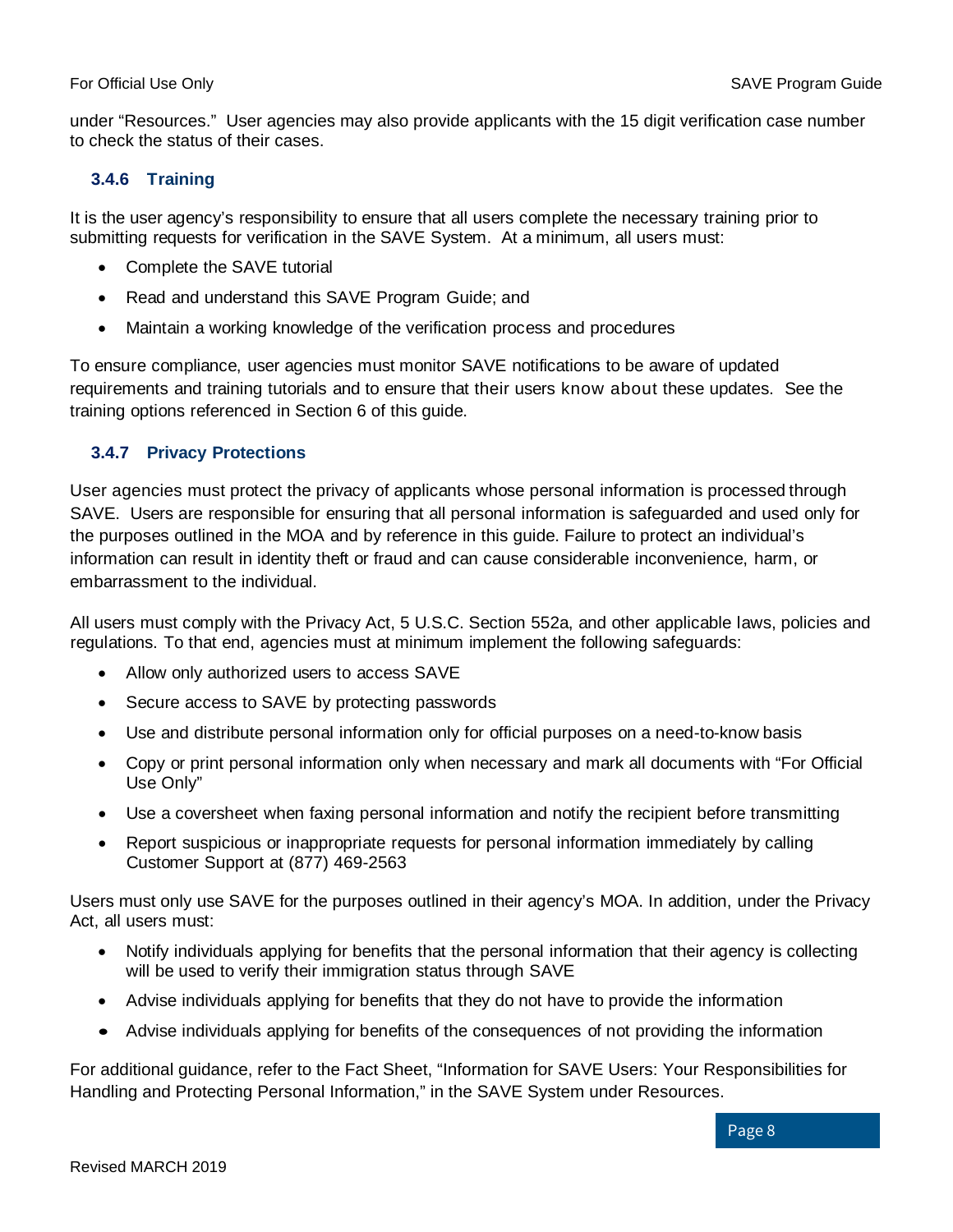under “Resources.” User agencies may also provide applicants with the 15 digit verification case number to check the status of their cases.

### 3.4.6 Training

It is the user agency’s responsibility to ensure that all users complete the necessary training prior to submitting requests for verification in the SAVE System. At a minimum, all users must:

- Complete the SAVE tutorial
- Read and understand this SAVE Program Guide; and
- Maintain a working knowledge of the verification process and procedures

To ensure compliance, user agencies must monitor SAVE notifications to be aware of updated requirements and training tutorials and to ensure that their users know about these updates. See the training options referenced in Section 6 of this guide.

### 3.4.7 Privacy Protections

User agencies must protect the privacy of applicants whose personal information is processed through SAVE. Users are responsible for ensuring that all personal information is safeguarded and used only for the purposes outlined in the MOA and by reference in this guide. Failure to protect an individual’s information can result in identity theft or fraud and can cause considerable inconvenience, harm, or embarrassment to the individual.

All users must comply with the Privacy Act, 5 U.S.C. Section 552a, and other applicable laws, policies and regulations. To that end, agencies must at minimum implement the following safeguards:

- Allow only authorized users to access SAVE
- Secure access to SAVE by protecting passwords
- Use and distribute personal information only for official purposes on a need-to-know basis
- Copy or print personal information only when necessary and mark all documents with “For Official Use Only”
- Use a coversheet when faxing personal information and notify the recipient before transmitting
- Report suspicious or inappropriate requests for personal information immediately by calling Customer Support at (877) 469-2563

Users must only use SAVE for the purposes outlined in their agency’s MOA. In addition, under the Privacy Act, all users must:

- Notify individuals applying for benefits that the personal information that their agency is collecting will be used to verify their immigration status through SAVE
- Advise individuals applying for benefits that they do not have to provide the information
- Advise individuals applying for benefits of the consequences of not providing the information

For additional guidance, refer to the Fact Sheet, “Information for SAVE Users: Your Responsibilities for Handling and Protecting Personal Information,” in the SAVE System under Resources.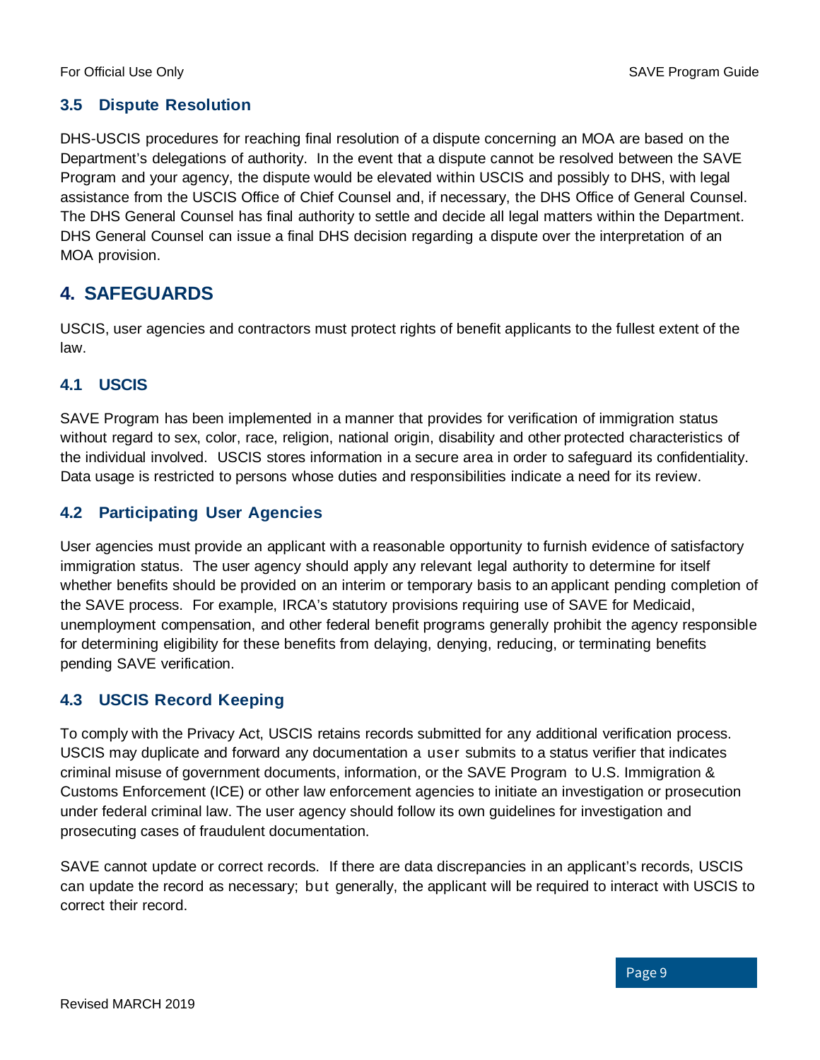### 3.5 Dispute Resolution

DHS-USCIS procedures for reaching final resolution of a dispute concerning an MOA are based on the Department's delegations of authority. In the event that a dispute cannot be resolved between the SAVE Program and your agency, the dispute would be elevated within USCIS and possibly to DHS, with legal assistance from the USCIS Office of Chief Counsel and, if necessary, the DHS Office of General Counsel. The DHS General Counsel has final authority to settle and decide all legal matters within the Department. DHS General Counsel can issue a final DHS decision regarding a dispute over the interpretation of an MOA provision.

## 4. SAFEGUARDS

USCIS, user agencies and contractors must protect rights of benefit applicants to the fullest extent of the law.

### 4.1 USCIS

SAVE Program has been implemented in a manner that provides for verification of immigration status without regard to sex, color, race, religion, national origin, disability and other protected characteristics of the individual involved. USCIS stores information in a secure area in order to safeguard its confidentiality. Data usage is restricted to persons whose duties and responsibilities indicate a need for its review.

### 4.2 Participating User Agencies

User agencies must provide an applicant with a reasonable opportunity to furnish evidence of satisfactory immigration status. The user agency should apply any relevant legal authority to determine for itself whether benefits should be provided on an interim or temporary basis to an applicant pending completion of the SAVE process. For example, IRCA's statutory provisions requiring use of SAVE for Medicaid, unemployment compensation, and other federal benefit programs generally prohibit the agency responsible for determining eligibility for these benefits from delaying, denying, reducing, or terminating benefits pending SAVE verification.

### 4.3 USCIS Record Keeping

To comply with the Privacy Act, USCIS retains records submitted for any additional verification process. USCIS may duplicate and forward any documentation a user submits to a status verifier that indicates criminal misuse of government documents, information, or the SAVE Program to U.S. Immigration & Customs Enforcement (ICE) or other law enforcement agencies to initiate an investigation or prosecution under federal criminal law. The user agency should follow its own guidelines for investigation and prosecuting cases of fraudulent documentation.

SAVE cannot update or correct records. If there are data discrepancies in an applicant's records, USCIS can update the record as necessary; but generally, the applicant will be required to interact with USCIS to correct their record.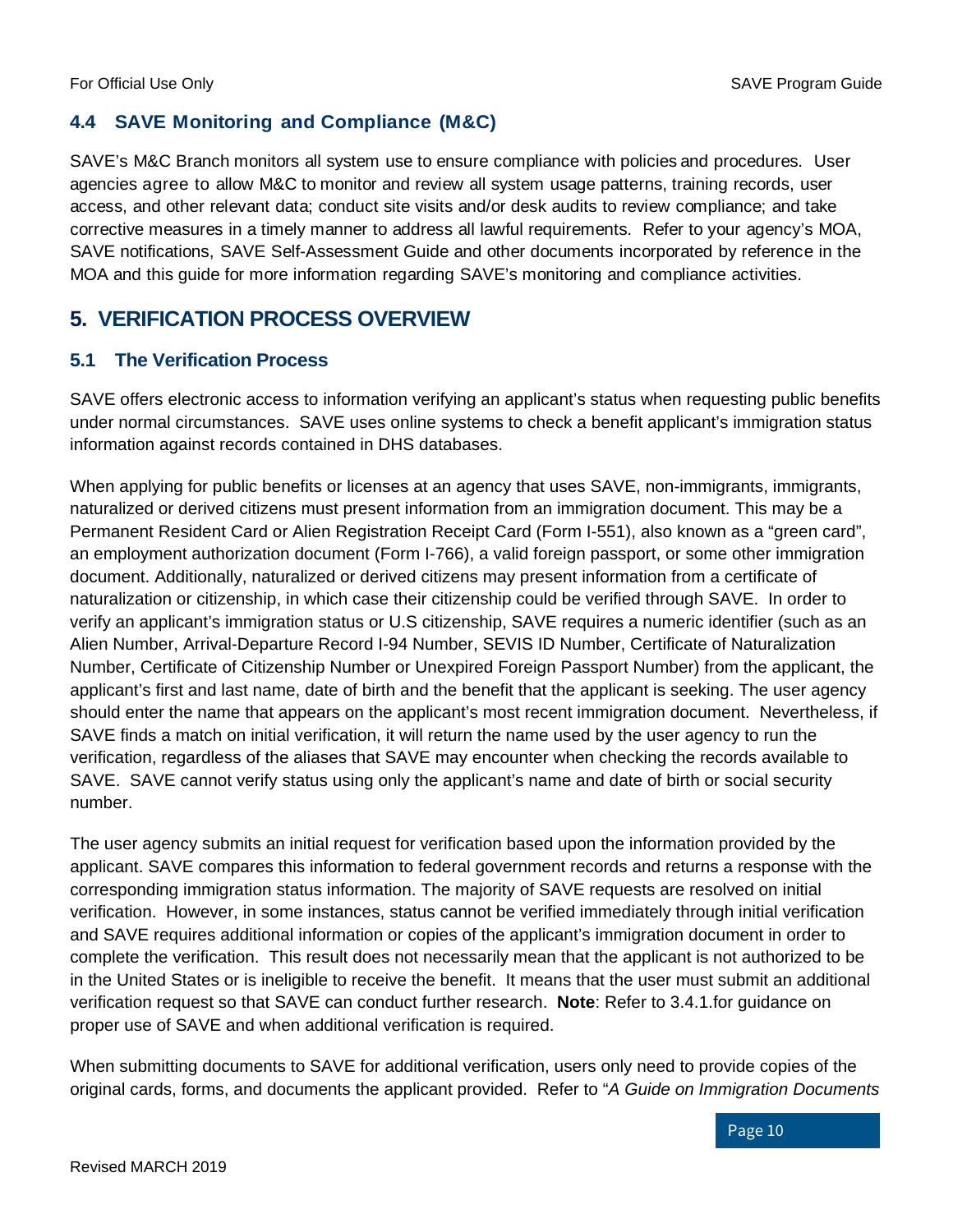### 4.4 SAVE Monitoring and Compliance (M&C)

SAVE's M&C Branch monitors all system use to ensure compliance with policies and procedures. User agencies agree to allow M&C to monitor and review all system usage patterns, training records, user access, and other relevant data; conduct site visits and/or desk audits to review compliance; and take corrective measures in a timely manner to address all lawful requirements. Refer to your agency's MOA, SAVE notifications, SAVE Self-Assessment Guide and other documents incorporated by reference in the MOA and this guide for more information regarding SAVE's monitoring and compliance activities.

## 5. VERIFICATION PROCESS OVERVIEW

### 5.1 The Verification Process

SAVE offers electronic access to information verifying an applicant's status when requesting public benefits under normal circumstances. SAVE uses online systems to check a benefit applicant's immigration status information against records contained in DHS databases.

When applying for public benefits or licenses at an agency that uses SAVE, non-immigrants, immigrants, naturalized or derived citizens must present information from an immigration document. This may be a Permanent Resident Card or Alien Registration Receipt Card (Form I-551), also known as a "green card", an employment authorization document (Form I-766), a valid foreign passport, or some other immigration document. Additionally, naturalized or derived citizens may present information from a certificate of naturalization or citizenship, in which case their citizenship could be verified through SAVE. In order to verify an applicant's immigration status or U.S citizenship, SAVE requires a numeric identifier (such as an Alien Number, Arrival-Departure Record I-94 Number, SEVIS ID Number, Certificate of Naturalization Number, Certificate of Citizenship Number or Unexpired Foreign Passport Number) from the applicant, the applicant's first and last name, date of birth and the benefit that the applicant is seeking. The user agency should enter the name that appears on the applicant's most recent immigration document. Nevertheless, if SAVE finds a match on initial verification, it will return the name used by the user agency to run the verification, regardless of the aliases that SAVE may encounter when checking the records available to SAVE. SAVE cannot verify status using only the applicant's name and date of birth or social security number.

The user agency submits an initial request for verification based upon the information provided by the applicant. SAVE compares this information to federal government records and returns a response with the corresponding immigration status information. The majority of SAVE requests are resolved on initial verification. However, in some instances, status cannot be verified immediately through initial verification and SAVE requires additional information or copies of the applicant's immigration document in order to complete the verification. This result does not necessarily mean that the applicant is not authorized to be in the United States or is ineligible to receive the benefit. It means that the user must submit an additional verification request so that SAVE can conduct further research. **Note**: Refer to 3.4.1.for guidance on proper use of SAVE and when additional verification is required.

When submitting documents to SAVE for additional verification, users only need to provide copies of the original cards, forms, and documents the applicant provided. Refer to "*A Guide on Immigration Documents*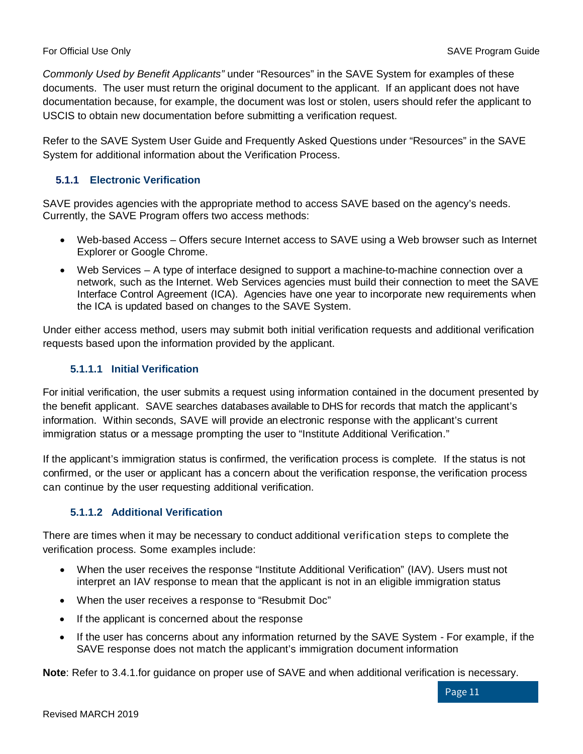*Commonly Used by Benefit Applicants"* under "Resources" in the SAVE System for examples of these documents. The user must return the original document to the applicant. If an applicant does not have documentation because, for example, the document was lost or stolen, users should refer the applicant to USCIS to obtain new documentation before submitting a verification request.

Refer to the SAVE System User Guide and Frequently Asked Questions under "Resources" in the SAVE System for additional information about the Verification Process.

### 5.1.1 Electronic Verification

SAVE provides agencies with the appropriate method to access SAVE based on the agency's needs. Currently, the SAVE Program offers two access methods:

- Web-based Access – Offers secure Internet access to SAVE using a Web browser such as Internet Explorer or Google Chrome.
- Web Services – A type of interface designed to support a machine-to-machine connection over a network, such as the Internet. Web Services agencies must build their connection to meet the SAVE Interface Control Agreement (ICA). Agencies have one year to incorporate new requirements when the ICA is updated based on changes to the SAVE System.

Under either access method, users may submit both initial verification requests and additional verification requests based upon the information provided by the applicant.

#### 5.1.1.1 Initial Verification

For initial verification, the user submits a request using information contained in the document presented by the benefit applicant. SAVE searches databases available to DHS for records that match the applicant's information. Within seconds, SAVE will provide an electronic response with the applicant's current immigration status or a message prompting the user to "Institute Additional Verification."

If the applicant's immigration status is confirmed, the verification process is complete. If the status is not confirmed, or the user or applicant has a concern about the verification response, the verification process can continue by the user requesting additional verification.

#### 5.1.1.2 Additional Verification

There are times when it may be necessary to conduct additional verification steps to complete the verification process. Some examples include:

- When the user receives the response "Institute Additional Verification" (IAV). Users must not interpret an IAV response to mean that the applicant is not in an eligible immigration status
- When the user receives a response to "Resubmit Doc"
- If the applicant is concerned about the response
- If the user has concerns about any information returned by the SAVE System - For example, if the SAVE response does not match the applicant's immigration document information

**Note**: Refer to 3.4.1.for guidance on proper use of SAVE and when additional verification is necessary.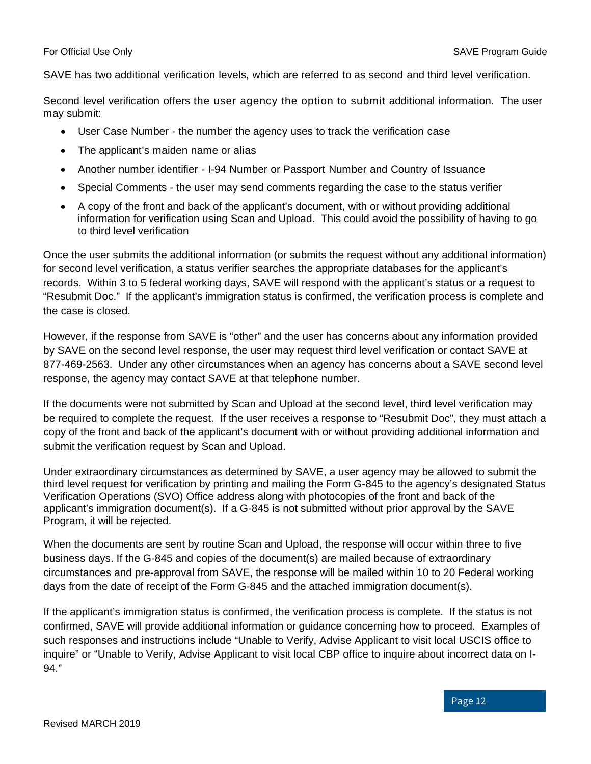SAVE has two additional verification levels, which are referred to as second and third level verification.

Second level verification offers the user agency the option to submit additional information. The user may submit:

- User Case Number - the number the agency uses to track the verification case
- The applicant's maiden name or alias
- Another number identifier - I-94 Number or Passport Number and Country of Issuance
- Special Comments - the user may send comments regarding the case to the status verifier
- A copy of the front and back of the applicant's document, with or without providing additional information for verification using Scan and Upload. This could avoid the possibility of having to go to third level verification

Once the user submits the additional information (or submits the request without any additional information) for second level verification, a status verifier searches the appropriate databases for the applicant's records. Within 3 to 5 federal working days, SAVE will respond with the applicant's status or a request to "Resubmit Doc." If the applicant's immigration status is confirmed, the verification process is complete and the case is closed.

However, if the response from SAVE is "other" and the user has concerns about any information provided by SAVE on the second level response, the user may request third level verification or contact SAVE at 877-469-2563. Under any other circumstances when an agency has concerns about a SAVE second level response, the agency may contact SAVE at that telephone number.

If the documents were not submitted by Scan and Upload at the second level, third level verification may be required to complete the request. If the user receives a response to "Resubmit Doc", they must attach a copy of the front and back of the applicant's document with or without providing additional information and submit the verification request by Scan and Upload.

Under extraordinary circumstances as determined by SAVE, a user agency may be allowed to submit the third level request for verification by printing and mailing the Form G-845 to the agency's designated Status Verification Operations (SVO) Office address along with photocopies of the front and back of the applicant's immigration document(s). If a G-845 is not submitted without prior approval by the SAVE Program, it will be rejected.

When the documents are sent by routine Scan and Upload, the response will occur within three to five business days. If the G-845 and copies of the document(s) are mailed because of extraordinary circumstances and pre-approval from SAVE, the response will be mailed within 10 to 20 Federal working days from the date of receipt of the Form G-845 and the attached immigration document(s).

If the applicant's immigration status is confirmed, the verification process is complete. If the status is not confirmed, SAVE will provide additional information or guidance concerning how to proceed. Examples of such responses and instructions include "Unable to Verify, Advise Applicant to visit local USCIS office to inquire" or "Unable to Verify, Advise Applicant to visit local CBP office to inquire about incorrect data on I-94."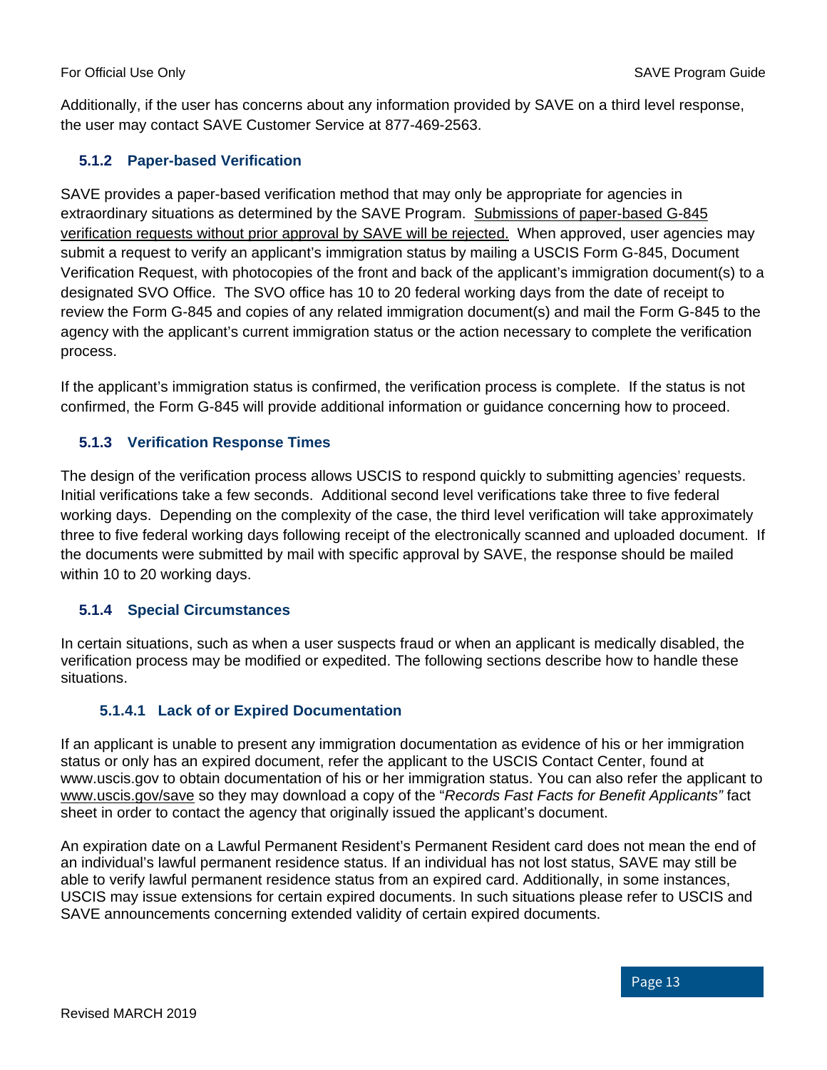Additionally, if the user has concerns about any information provided by SAVE on a third level response, the user may contact SAVE Customer Service at 877-469-2563.

### 5.1.2 Paper-based Verification

SAVE provides a paper-based verification method that may only be appropriate for agencies in extraordinary situations as determined by the SAVE Program. Submissions of paper-based G-845 verification requests without prior approval by SAVE will be rejected. When approved, user agencies may submit a request to verify an applicant's immigration status by mailing a USCIS Form G-845, Document Verification Request, with photocopies of the front and back of the applicant's immigration document(s) to a designated SVO Office. The SVO office has 10 to 20 federal working days from the date of receipt to review the Form G-845 and copies of any related immigration document(s) and mail the Form G-845 to the agency with the applicant's current immigration status or the action necessary to complete the verification process.

If the applicant's immigration status is confirmed, the verification process is complete. If the status is not confirmed, the Form G-845 will provide additional information or guidance concerning how to proceed.

### 5.1.3 Verification Response Times

The design of the verification process allows USCIS to respond quickly to submitting agencies' requests. Initial verifications take a few seconds. Additional second level verifications take three to five federal working days. Depending on the complexity of the case, the third level verification will take approximately three to five federal working days following receipt of the electronically scanned and uploaded document. If the documents were submitted by mail with specific approval by SAVE, the response should be mailed within 10 to 20 working days.

### 5.1.4 Special Circumstances

In certain situations, such as when a user suspects fraud or when an applicant is medically disabled, the verification process may be modified or expedited. The following sections describe how to handle these situations.

#### 5.1.4.1 Lack of or Expired Documentation

If an applicant is unable to present any immigration documentation as evidence of his or her immigration status or only has an expired document, refer the applicant to the USCIS Contact Center, found at www.uscis.gov to obtain documentation of his or her immigration status. You can also refer the applicant to www.uscis.gov/save so they may download a copy of the "*Records Fast Facts for Benefit Applicants"* fact sheet in order to contact the agency that originally issued the applicant's document.

An expiration date on a Lawful Permanent Resident's Permanent Resident card does not mean the end of an individual's lawful permanent residence status. If an individual has not lost status, SAVE may still be able to verify lawful permanent residence status from an expired card. Additionally, in some instances, USCIS may issue extensions for certain expired documents. In such situations please refer to USCIS and SAVE announcements concerning extended validity of certain expired documents.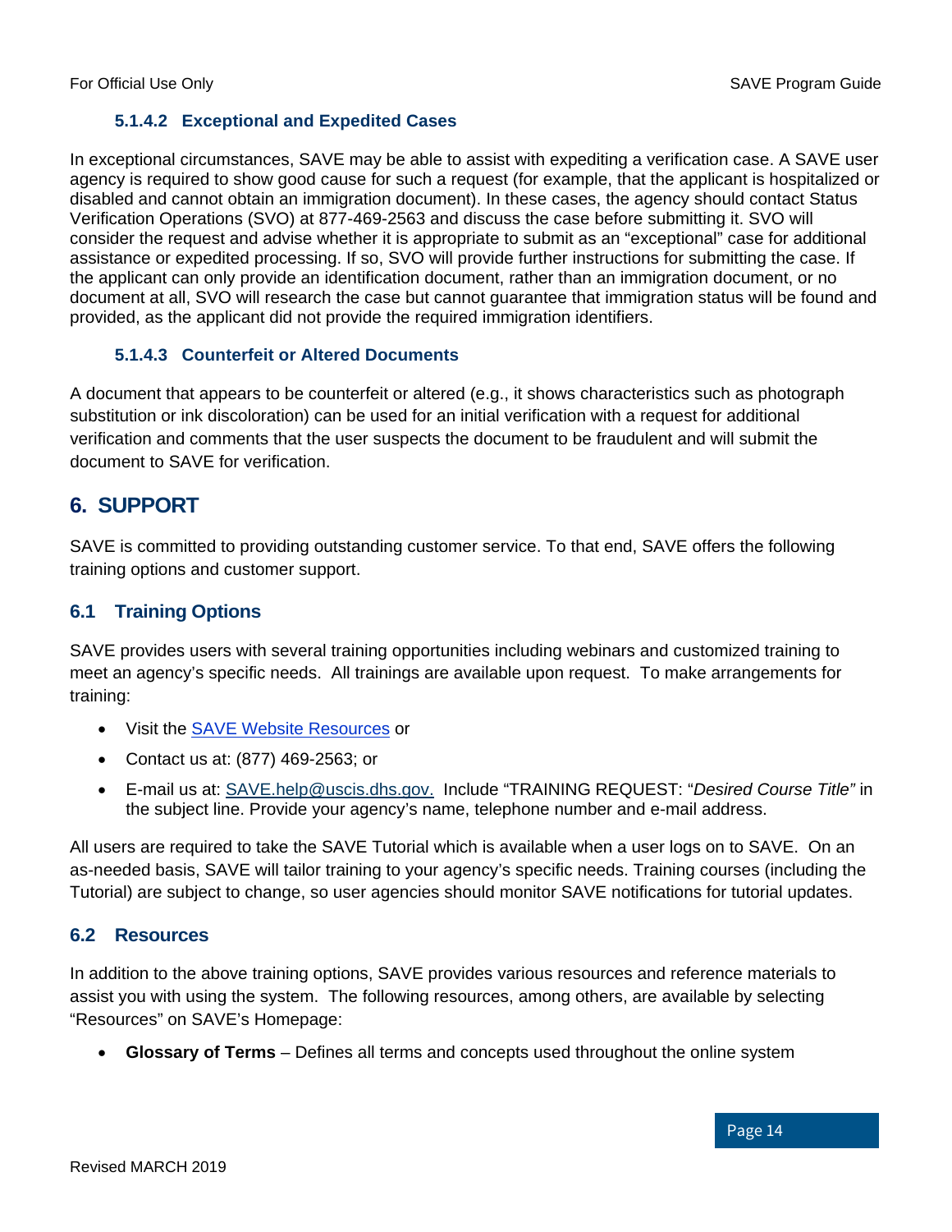#### 5.1.4.2 Exceptional and Expedited Cases

In exceptional circumstances, SAVE may be able to assist with expediting a verification case. A SAVE user agency is required to show good cause for such a request (for example, that the applicant is hospitalized or disabled and cannot obtain an immigration document). In these cases, the agency should contact Status Verification Operations (SVO) at 877-469-2563 and discuss the case before submitting it. SVO will consider the request and advise whether it is appropriate to submit as an "exceptional" case for additional assistance or expedited processing. If so, SVO will provide further instructions for submitting the case. If the applicant can only provide an identification document, rather than an immigration document, or no document at all, SVO will research the case but cannot guarantee that immigration status will be found and provided, as the applicant did not provide the required immigration identifiers.

#### 5.1.4.3 Counterfeit or Altered Documents

A document that appears to be counterfeit or altered (e.g., it shows characteristics such as photograph substitution or ink discoloration) can be used for an initial verification with a request for additional verification and comments that the user suspects the document to be fraudulent and will submit the document to SAVE for verification.

# 6. SUPPORT

SAVE is committed to providing outstanding customer service. To that end, SAVE offers the following training options and customer support.

## 6.1 Training Options

SAVE provides users with several training opportunities including webinars and customized training to meet an agency's specific needs. All trainings are available upon request. To make arrangements for training:

- Visit the [SAVE Website Resources]() or
- Contact us at: (877) 469-2563; or
- E-mail us at: [SAVE.help@uscis.dhs.gov.](mailto:SAVE.help@uscis.dhs.gov) Include "TRAINING REQUEST: "*Desired Course Title"* in the subject line. Provide your agency's name, telephone number and e-mail address.

All users are required to take the SAVE Tutorial which is available when a user logs on to SAVE. On an as-needed basis, SAVE will tailor training to your agency's specific needs. Training courses (including the Tutorial) are subject to change, so user agencies should monitor SAVE notifications for tutorial updates.

## 6.2 Resources

In addition to the above training options, SAVE provides various resources and reference materials to assist you with using the system. The following resources, among others, are available by selecting "Resources" on SAVE's Homepage:

- **Glossary of Terms** – Defines all terms and concepts used throughout the online system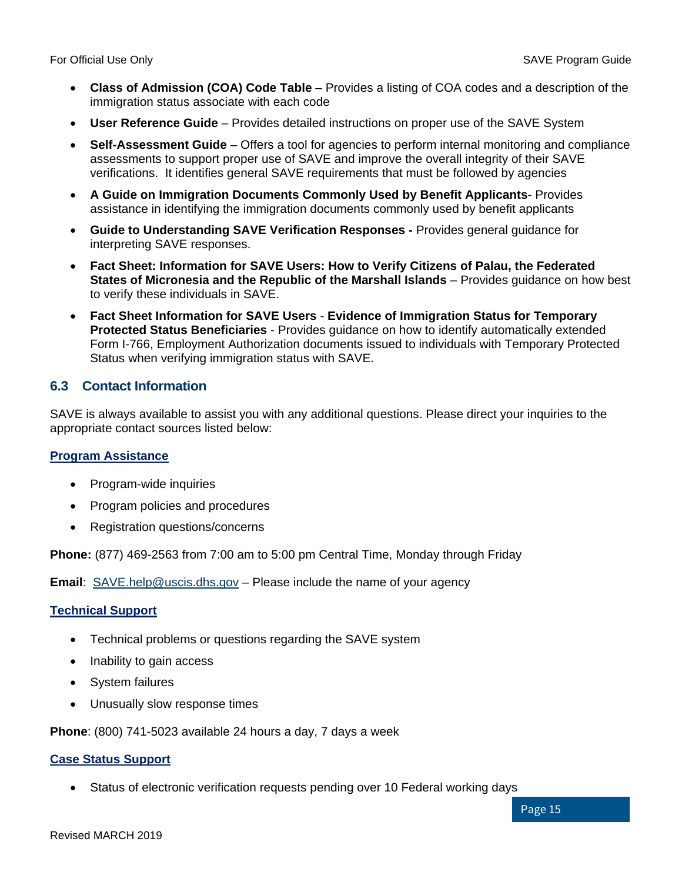- **Class of Admission (COA) Code Table** – Provides a listing of COA codes and a description of the immigration status associate with each code
- **User Reference Guide** – Provides detailed instructions on proper use of the SAVE System
- **Self-Assessment Guide** – Offers a tool for agencies to perform internal monitoring and compliance assessments to support proper use of SAVE and improve the overall integrity of their SAVE verifications. It identifies general SAVE requirements that must be followed by agencies
- **A Guide on Immigration Documents Commonly Used by Benefit Applicants**- Provides assistance in identifying the immigration documents commonly used by benefit applicants
- **Guide to Understanding SAVE Verification Responses -** Provides general guidance for interpreting SAVE responses.
- **Fact Sheet: Information for SAVE Users: How to Verify Citizens of Palau, the Federated States of Micronesia and the Republic of the Marshall Islands** – Provides guidance on how best to verify these individuals in SAVE.
- **Fact Sheet Information for SAVE Users** - **Evidence of Immigration Status for Temporary Protected Status Beneficiaries** - Provides guidance on how to identify automatically extended Form I-766, Employment Authorization documents issued to individuals with Temporary Protected Status when verifying immigration status with SAVE.

## 6.3 Contact Information

SAVE is always available to assist you with any additional questions. Please direct your inquiries to the appropriate contact sources listed below:

**Program Assistance**

- Program-wide inquiries
- Program policies and procedures
- Registration questions/concerns

**Phone:** (877) 469-2563 from 7:00 am to 5:00 pm Central Time, Monday through Friday

**Email**: SAVE.help@uscis.dhs.gov – Please include the name of your agency

**Technical Support**

- Technical problems or questions regarding the SAVE system
- Inability to gain access
- System failures
- Unusually slow response times

**Phone**: (800) 741-5023 available 24 hours a day, 7 days a week

**Case Status Support**

- Status of electronic verification requests pending over 10 Federal working days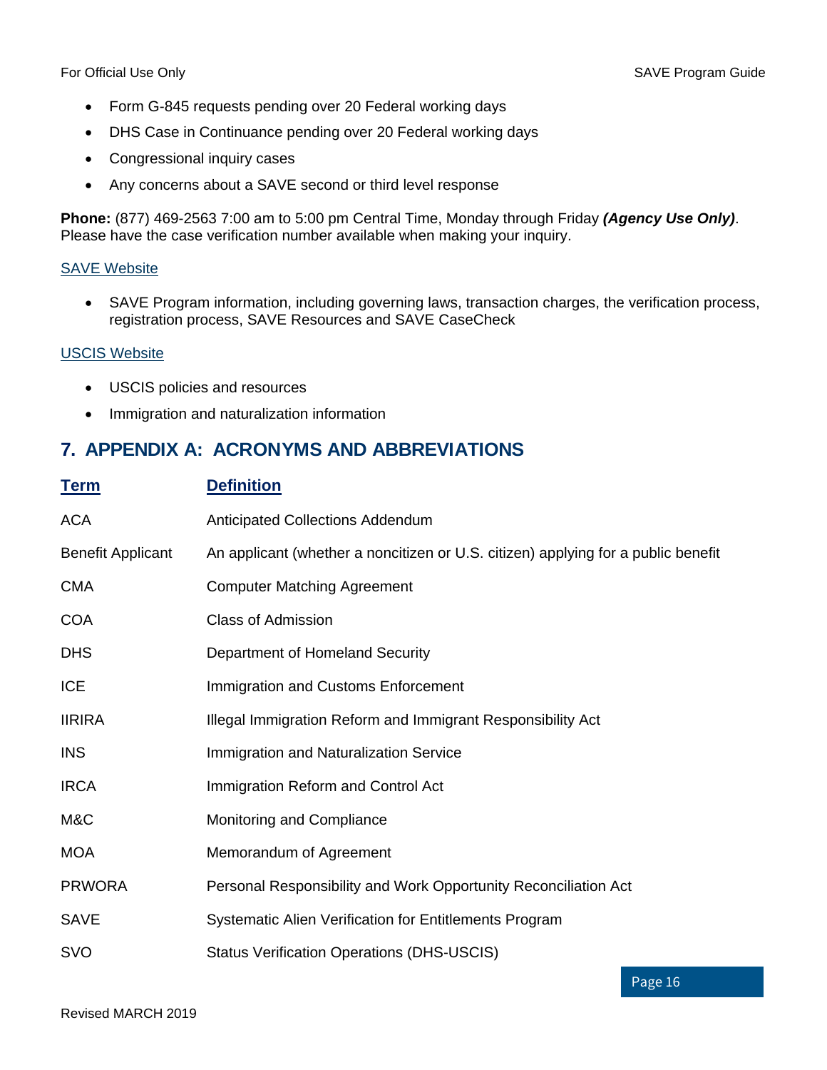- Form G-845 requests pending over 20 Federal working days
- DHS Case in Continuance pending over 20 Federal working days
- Congressional inquiry cases
- Any concerns about a SAVE second or third level response

**Phone:** (877) 469-2563 7:00 am to 5:00 pm Central Time, Monday through Friday ***(Agency Use Only)***. Please have the case verification number available when making your inquiry.

SAVE Website

- SAVE Program information, including governing laws, transaction charges, the verification process, registration process, SAVE Resources and SAVE CaseCheck

USCIS Website

- USCIS policies and resources
- Immigration and naturalization information

## 7. APPENDIX A: ACRONYMS AND ABBREVIATIONS

| Term | Definition |
|---|---|
| ACA | Anticipated Collections Addendum |
| Benefit Applicant | An applicant (whether a noncitizen or U.S. citizen) applying for a public benefit |
| CMA | Computer Matching Agreement |
| COA | Class of Admission |
| DHS | Department of Homeland Security |
| ICE | Immigration and Customs Enforcement |
| IIRIRA | Illegal Immigration Reform and Immigrant Responsibility Act |
| INS | Immigration and Naturalization Service |
| IRCA | Immigration Reform and Control Act |
| M&C | Monitoring and Compliance |
| MOA | Memorandum of Agreement |
| PRWORA | Personal Responsibility and Work Opportunity Reconciliation Act |
| SAVE | Systematic Alien Verification for Entitlements Program |
| SVO | Status Verification Operations (DHS-USCIS) |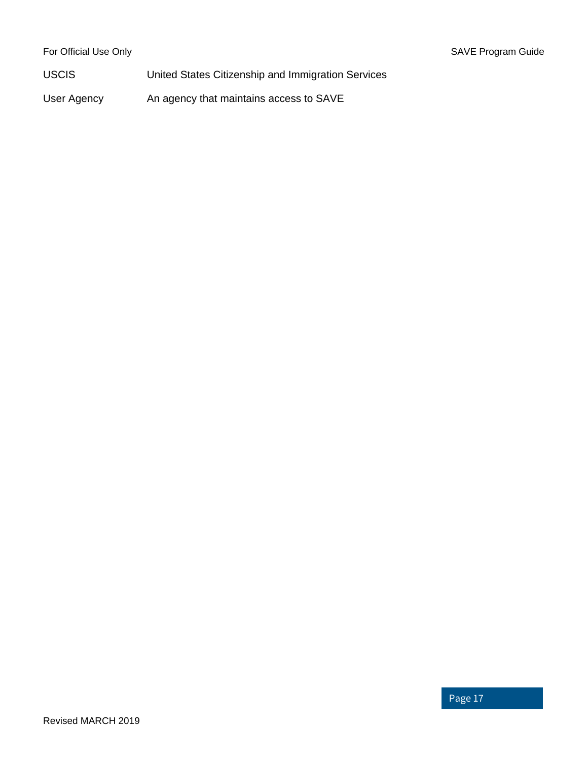| | |
|---|---|
| USCIS | United States Citizenship and Immigration Services |
| User Agency | An agency that maintains access to SAVE |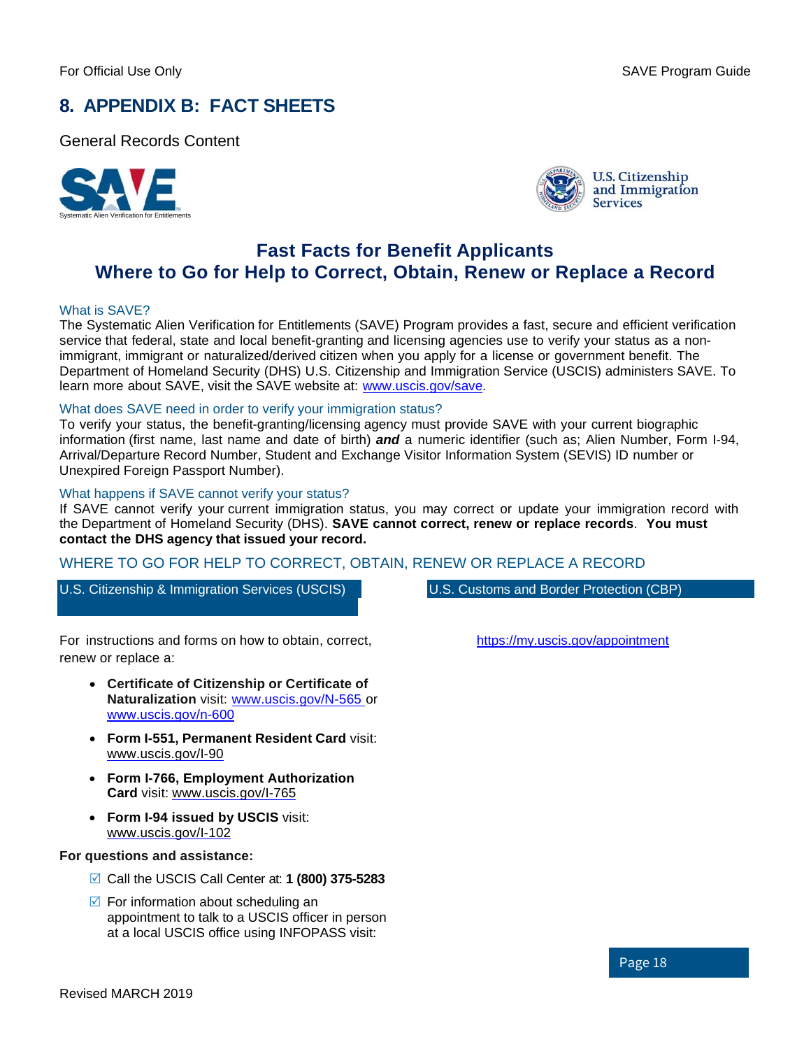# 8. APPENDIX B: FACT SHEETS

General Records Content

Systematic Alien Verification for Entitlements

U.S. Citizenship and Immigration Services

## Fast Facts for Benefit Applicants
## Where to Go for Help to Correct, Obtain, Renew or Replace a Record

### What is SAVE?

The Systematic Alien Verification for Entitlements (SAVE) Program provides a fast, secure and efficient verification service that federal, state and local benefit-granting and licensing agencies use to verify your status as a non-immigrant, immigrant or naturalized/derived citizen when you apply for a license or government benefit. The Department of Homeland Security (DHS) U.S. Citizenship and Immigration Service (USCIS) administers SAVE. To learn more about SAVE, visit the SAVE website at: www.uscis.gov/save.

### What does SAVE need in order to verify your immigration status?

To verify your status, the benefit-granting/licensing agency must provide SAVE with your current biographic information (first name, last name and date of birth) ***and*** a numeric identifier (such as; Alien Number, Form I-94, Arrival/Departure Record Number, Student and Exchange Visitor Information System (SEVIS) ID number or Unexpired Foreign Passport Number).

### What happens if SAVE cannot verify your status?

If SAVE cannot verify your current immigration status, you may correct or update your immigration record with the Department of Homeland Security (DHS). **SAVE cannot correct, renew or replace records**. **You must contact the DHS agency that issued your record.**

### WHERE TO GO FOR HELP TO CORRECT, OBTAIN, RENEW OR REPLACE A RECORD

#### U.S. Citizenship & Immigration Services (USCIS)

For instructions and forms on how to obtain, correct, renew or replace a:

- **Certificate of Citizenship or Certificate of Naturalization** visit: www.uscis.gov/N-565 or www.uscis.gov/n-600
- **Form I-551, Permanent Resident Card** visit: www.uscis.gov/I-90
- **Form I-766, Employment Authorization Card** visit: www.uscis.gov/I-765
- **Form I-94 issued by USCIS** visit: www.uscis.gov/I-102

**For questions and assistance:**

- ☑ Call the USCIS Call Center at: **1 (800) 375-5283**
- ☑ For information about scheduling an appointment to talk to a USCIS officer in person at a local USCIS office using INFOPASS visit: https://my.uscis.gov/appointment

#### U.S. Customs and Border Protection (CBP)

Revised MARCH 2019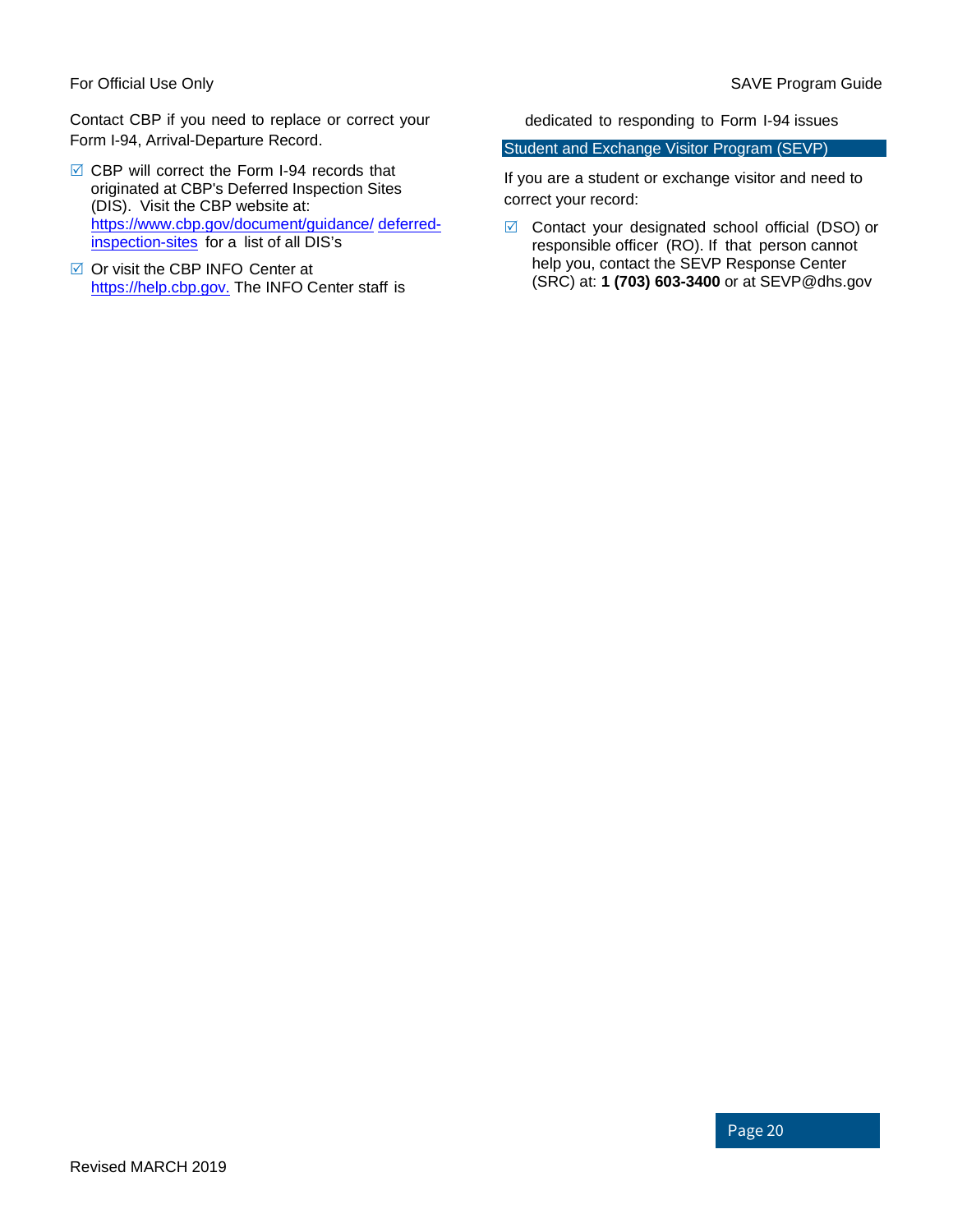Contact CBP if you need to replace or correct your Form I-94, Arrival-Departure Record.

- ☑ CBP will correct the Form I-94 records that originated at CBP's Deferred Inspection Sites (DIS). Visit the CBP website at: https://www.cbp.gov/document/guidance/ deferred-inspection-sites for a list of all DIS's
- ☑ Or visit the CBP INFO Center at https://help.cbp.gov. The INFO Center staff is dedicated to responding to Form I-94 issues

## Student and Exchange Visitor Program (SEVP)

If you are a student or exchange visitor and need to correct your record:

- ☑ Contact your designated school official (DSO) or responsible officer (RO). If that person cannot help you, contact the SEVP Response Center (SRC) at: **1 (703) 603-3400** or at SEVP@dhs.gov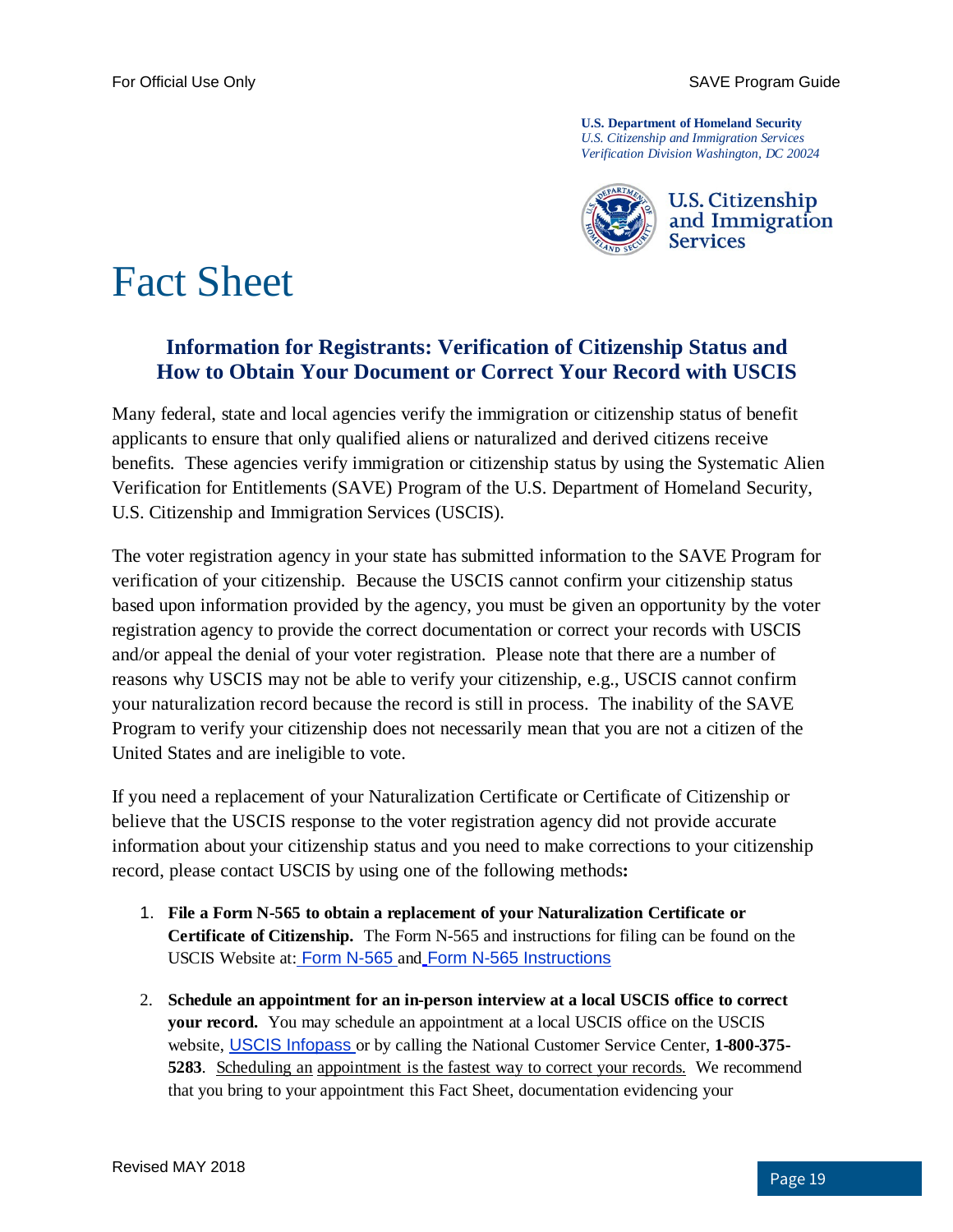**U.S. Department of Homeland Security**
*U.S. Citizenship and Immigration Services*
*Verification Division Washington, DC 20024*

U.S. Citizenship and Immigration Services

# Fact Sheet

## Information for Registrants: Verification of Citizenship Status and How to Obtain Your Document or Correct Your Record with USCIS

Many federal, state and local agencies verify the immigration or citizenship status of benefit applicants to ensure that only qualified aliens or naturalized and derived citizens receive benefits. These agencies verify immigration or citizenship status by using the Systematic Alien Verification for Entitlements (SAVE) Program of the U.S. Department of Homeland Security, U.S. Citizenship and Immigration Services (USCIS).

The voter registration agency in your state has submitted information to the SAVE Program for verification of your citizenship. Because the USCIS cannot confirm your citizenship status based upon information provided by the agency, you must be given an opportunity by the voter registration agency to provide the correct documentation or correct your records with USCIS and/or appeal the denial of your voter registration. Please note that there are a number of reasons why USCIS may not be able to verify your citizenship, e.g., USCIS cannot confirm your naturalization record because the record is still in process. The inability of the SAVE Program to verify your citizenship does not necessarily mean that you are not a citizen of the United States and are ineligible to vote.

If you need a replacement of your Naturalization Certificate or Certificate of Citizenship or believe that the USCIS response to the voter registration agency did not provide accurate information about your citizenship status and you need to make corrections to your citizenship record, please contact USCIS by using one of the following methods**:**

1. **File a Form N-565 to obtain a replacement of your Naturalization Certificate or Certificate of Citizenship.** The Form N-565 and instructions for filing can be found on the USCIS Website at: Form N-565 and Form N-565 Instructions

2. **Schedule an appointment for an in-person interview at a local USCIS office to correct your record.** You may schedule an appointment at a local USCIS office on the USCIS website, USCIS Infopass or by calling the National Customer Service Center, **1-800-375-5283**. Scheduling an appointment is the fastest way to correct your records. We recommend that you bring to your appointment this Fact Sheet, documentation evidencing your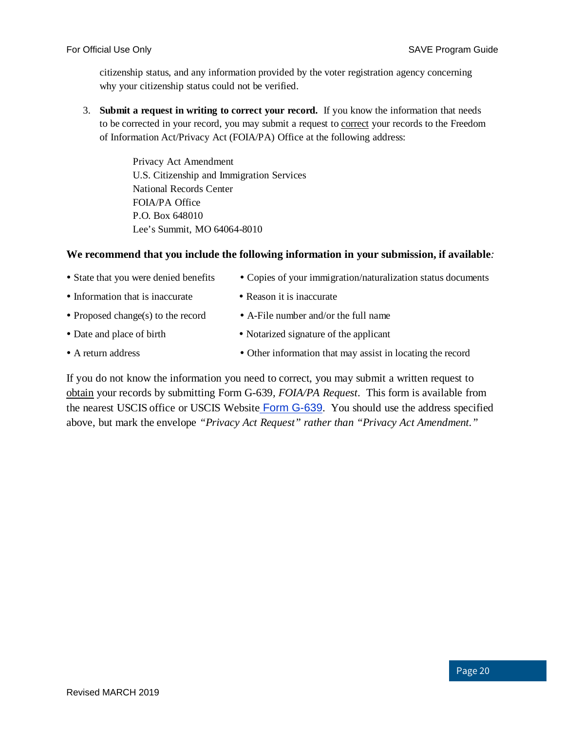citizenship status, and any information provided by the voter registration agency concerning why your citizenship status could not be verified.

3. **Submit a request in writing to correct your record.** If you know the information that needs to be corrected in your record, you may submit a request to <u>correct</u> your records to the Freedom of Information Act/Privacy Act (FOIA/PA) Office at the following address:

   Privacy Act Amendment
   U.S. Citizenship and Immigration Services
   National Records Center
   FOIA/PA Office
   P.O. Box 648010
   Lee's Summit, MO 64064-8010

**We recommend that you include the following information in your submission, if available***:*

- State that you were denied benefits
- Copies of your immigration/naturalization status documents
- Information that is inaccurate
- Reason it is inaccurate
- Proposed change(s) to the record
- A-File number and/or the full name
- Date and place of birth
- Notarized signature of the applicant
- A return address
- Other information that may assist in locating the record

If you do not know the information you need to correct, you may submit a written request to <u>obtain</u> your records by submitting Form G-639, *FOIA/PA Request*. This form is available from the nearest USCIS office or USCIS Website Form G-639. You should use the address specified above, but mark the envelope *"Privacy Act Request" rather than "Privacy Act Amendment."*